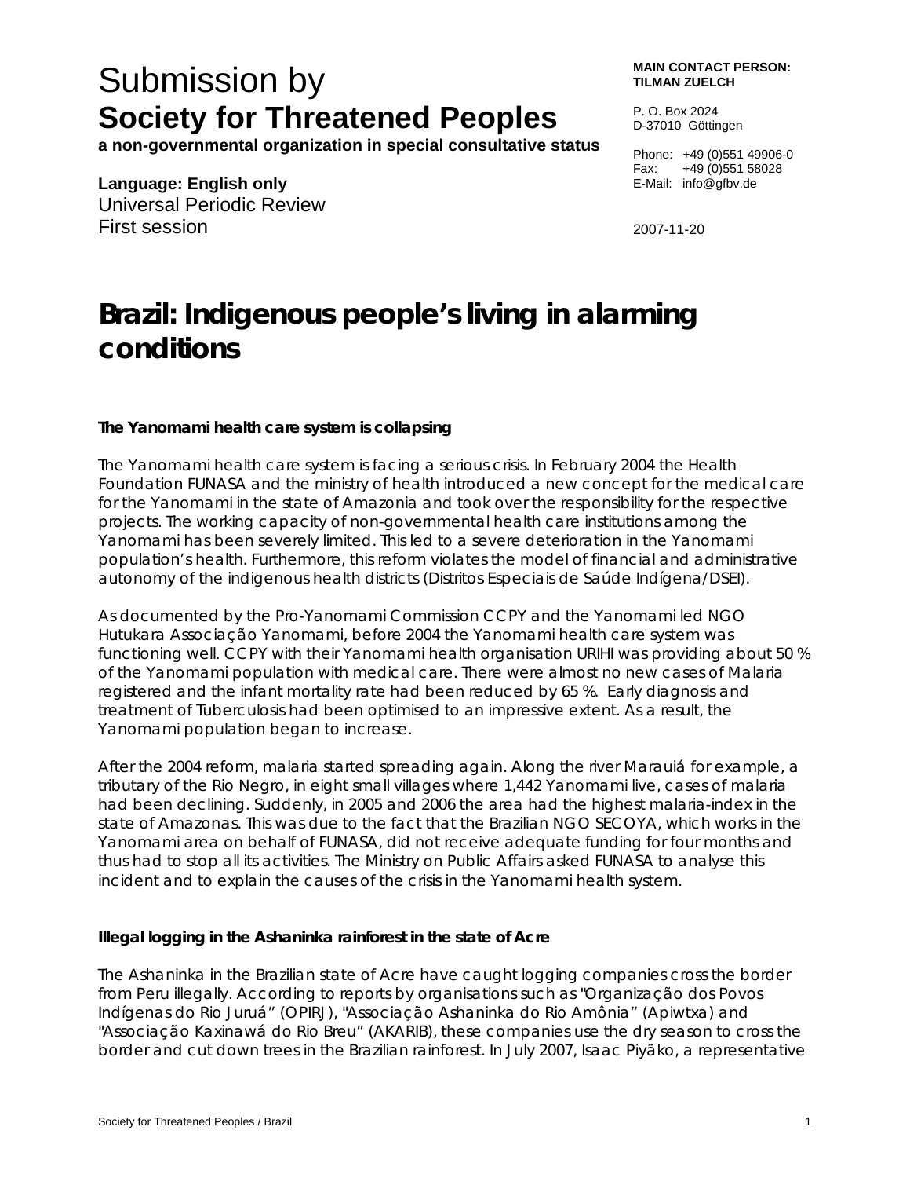# Submission by
# Society for Threatened Peoples

**a non-governmental organization in special consultative status**

**Language: English only**
Universal Periodic Review
First session

**MAIN CONTACT PERSON:**
**TILMAN ZUELCH**

P. O. Box 2024
D-37010 Göttingen

Phone: +49 (0)551 49906-0
Fax: +49 (0)551 58028
E-Mail: info@gfbv.de

2007-11-20

# Brazil: Indigenous people's living in alarming conditions

### The Yanomami health care system is collapsing

The Yanomami health care system is facing a serious crisis. In February 2004 the Health Foundation FUNASA and the ministry of health introduced a new concept for the medical care for the Yanomami in the state of Amazonia and took over the responsibility for the respective projects. The working capacity of non-governmental health care institutions among the Yanomami has been severely limited. This led to a severe deterioration in the Yanomami population's health. Furthermore, this reform violates the model of financial and administrative autonomy of the indigenous health districts (Distritos Especiais de Saúde Indígena/DSEI).

As documented by the Pro-Yanomami Commission CCPY and the Yanomami led NGO Hutukara Associação Yanomami, before 2004 the Yanomami health care system was functioning well. CCPY with their Yanomami health organisation URIHI was providing about 50 % of the Yanomami population with medical care. There were almost no new cases of Malaria registered and the infant mortality rate had been reduced by 65 %. Early diagnosis and treatment of Tuberculosis had been optimised to an impressive extent. As a result, the Yanomami population began to increase.

After the 2004 reform, malaria started spreading again. Along the river Marauiá for example, a tributary of the Rio Negro, in eight small villages where 1,442 Yanomami live, cases of malaria had been declining. Suddenly, in 2005 and 2006 the area had the highest malaria-index in the state of Amazonas. This was due to the fact that the Brazilian NGO SECOYA, which works in the Yanomami area on behalf of FUNASA, did not receive adequate funding for four months and thus had to stop all its activities. The Ministry on Public Affairs asked FUNASA to analyse this incident and to explain the causes of the crisis in the Yanomami health system.

### Illegal logging in the Ashaninka rainforest in the state of Acre

The Ashaninka in the Brazilian state of Acre have caught logging companies cross the border from Peru illegally. According to reports by organisations such as "Organização dos Povos Indígenas do Rio Juruá" (OPIRJ), "Associação Ashaninka do Rio Amônia" (Apiwtxa) and "Associação Kaxinawá do Rio Breu" (AKARIB), these companies use the dry season to cross the border and cut down trees in the Brazilian rainforest. In July 2007, Isaac Piyãko, a representative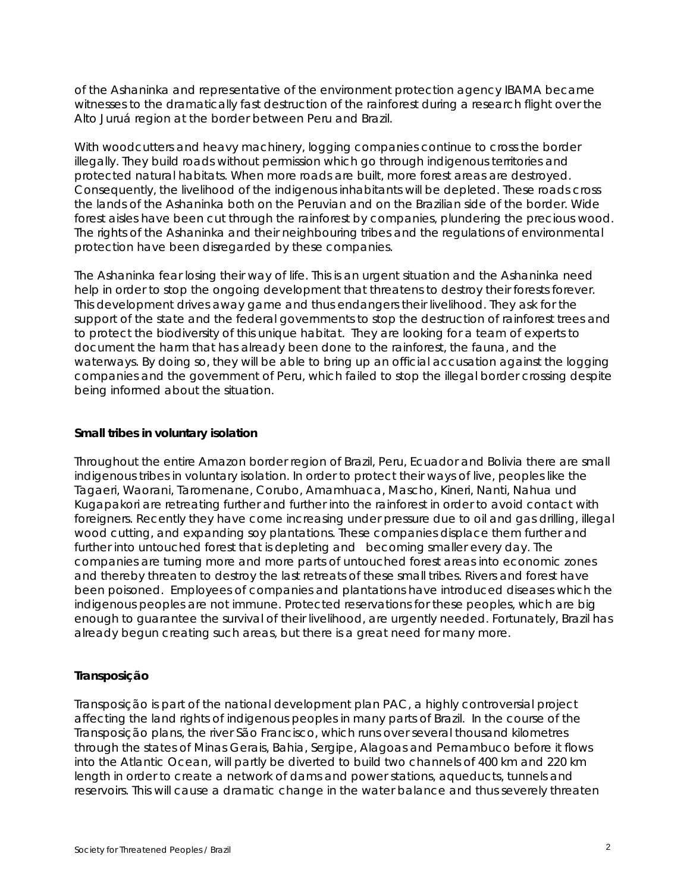of the Ashaninka and representative of the environment protection agency IBAMA became witnesses to the dramatically fast destruction of the rainforest during a research flight over the Alto Juruá region at the border between Peru and Brazil.

With woodcutters and heavy machinery, logging companies continue to cross the border illegally. They build roads without permission which go through indigenous territories and protected natural habitats. When more roads are built, more forest areas are destroyed. Consequently, the livelihood of the indigenous inhabitants will be depleted. These roads cross the lands of the Ashaninka both on the Peruvian and on the Brazilian side of the border. Wide forest aisles have been cut through the rainforest by companies, plundering the precious wood. The rights of the Ashaninka and their neighbouring tribes and the regulations of environmental protection have been disregarded by these companies.

The Ashaninka fear losing their way of life. This is an urgent situation and the Ashaninka need help in order to stop the ongoing development that threatens to destroy their forests forever. This development drives away game and thus endangers their livelihood. They ask for the support of the state and the federal governments to stop the destruction of rainforest trees and to protect the biodiversity of this unique habitat. They are looking for a team of experts to document the harm that has already been done to the rainforest, the fauna, and the waterways. By doing so, they will be able to bring up an official accusation against the logging companies and the government of Peru, which failed to stop the illegal border crossing despite being informed about the situation.

**Small tribes in voluntary isolation**

Throughout the entire Amazon border region of Brazil, Peru, Ecuador and Bolivia there are small indigenous tribes in voluntary isolation. In order to protect their ways of live, peoples like the Tagaeri, Waorani, Taromenane, Corubo, Amamhuaca, Mascho, Kineri, Nanti, Nahua und Kugapakori are retreating further and further into the rainforest in order to avoid contact with foreigners. Recently they have come increasing under pressure due to oil and gas drilling, illegal wood cutting, and expanding soy plantations. These companies displace them further and further into untouched forest that is depleting and becoming smaller every day. The companies are turning more and more parts of untouched forest areas into economic zones and thereby threaten to destroy the last retreats of these small tribes. Rivers and forest have been poisoned. Employees of companies and plantations have introduced diseases which the indigenous peoples are not immune. Protected reservations for these peoples, which are big enough to guarantee the survival of their livelihood, are urgently needed. Fortunately, Brazil has already begun creating such areas, but there is a great need for many more.

**Transposição**

Transposição is part of the national development plan PAC, a highly controversial project affecting the land rights of indigenous peoples in many parts of Brazil. In the course of the Transposição plans, the river São Francisco, which runs over several thousand kilometres through the states of Minas Gerais, Bahia, Sergipe, Alagoas and Pernambuco before it flows into the Atlantic Ocean, will partly be diverted to build two channels of 400 km and 220 km length in order to create a network of dams and power stations, aqueducts, tunnels and reservoirs. This will cause a dramatic change in the water balance and thus severely threaten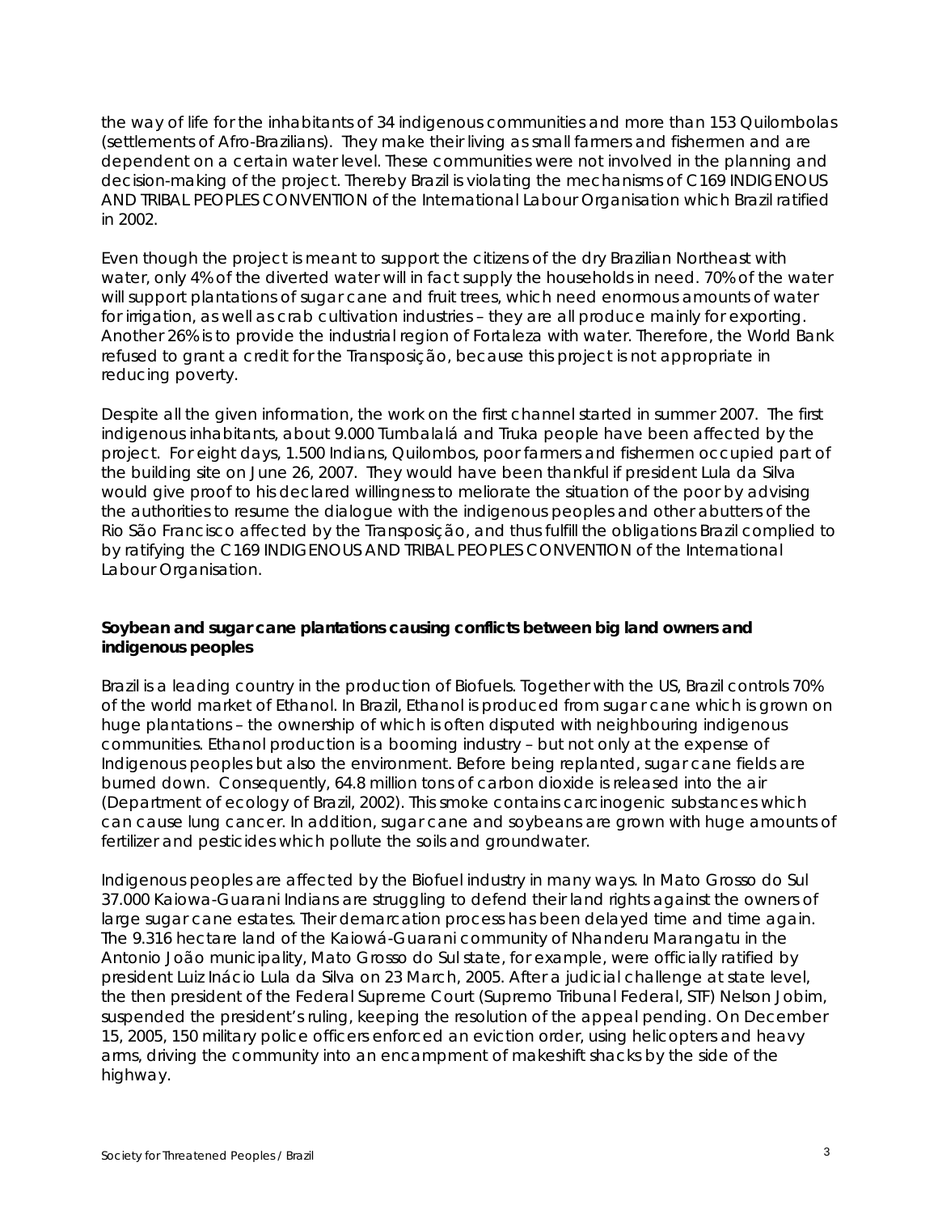the way of life for the inhabitants of 34 indigenous communities and more than 153 Quilombolas (settlements of Afro-Brazilians). They make their living as small farmers and fishermen and are dependent on a certain water level. These communities were not involved in the planning and decision-making of the project. Thereby Brazil is violating the mechanisms of C169 INDIGENOUS AND TRIBAL PEOPLES CONVENTION of the International Labour Organisation which Brazil ratified in 2002.

Even though the project is meant to support the citizens of the dry Brazilian Northeast with water, only 4% of the diverted water will in fact supply the households in need. 70% of the water will support plantations of sugar cane and fruit trees, which need enormous amounts of water for irrigation, as well as crab cultivation industries – they are all produce mainly for exporting. Another 26% is to provide the industrial region of Fortaleza with water. Therefore, the World Bank refused to grant a credit for the Transposição, because this project is not appropriate in reducing poverty.

Despite all the given information, the work on the first channel started in summer 2007. The first indigenous inhabitants, about 9.000 Tumbalalá and Truka people have been affected by the project. For eight days, 1.500 Indians, Quilombos, poor farmers and fishermen occupied part of the building site on June 26, 2007. They would have been thankful if president Lula da Silva would give proof to his declared willingness to meliorate the situation of the poor by advising the authorities to resume the dialogue with the indigenous peoples and other abutters of the Rio São Francisco affected by the Transposição, and thus fulfill the obligations Brazil complied to by ratifying the C169 INDIGENOUS AND TRIBAL PEOPLES CONVENTION of the International Labour Organisation.

**Soybean and sugar cane plantations causing conflicts between big land owners and indigenous peoples**

Brazil is a leading country in the production of Biofuels. Together with the US, Brazil controls 70% of the world market of Ethanol. In Brazil, Ethanol is produced from sugar cane which is grown on huge plantations – the ownership of which is often disputed with neighbouring indigenous communities. Ethanol production is a booming industry – but not only at the expense of Indigenous peoples but also the environment. Before being replanted, sugar cane fields are burned down. Consequently, 64.8 million tons of carbon dioxide is released into the air (Department of ecology of Brazil, 2002). This smoke contains carcinogenic substances which can cause lung cancer. In addition, sugar cane and soybeans are grown with huge amounts of fertilizer and pesticides which pollute the soils and groundwater.

Indigenous peoples are affected by the Biofuel industry in many ways. In Mato Grosso do Sul 37.000 Kaiowa-Guarani Indians are struggling to defend their land rights against the owners of large sugar cane estates. Their demarcation process has been delayed time and time again. The 9.316 hectare land of the Kaiowá-Guarani community of Nhanderu Marangatu in the Antonio João municipality, Mato Grosso do Sul state, for example, were officially ratified by president Luiz Inácio Lula da Silva on 23 March, 2005. After a judicial challenge at state level, the then president of the Federal Supreme Court (Supremo Tribunal Federal, STF) Nelson Jobim, suspended the president's ruling, keeping the resolution of the appeal pending. On December 15, 2005, 150 military police officers enforced an eviction order, using helicopters and heavy arms, driving the community into an encampment of makeshift shacks by the side of the highway.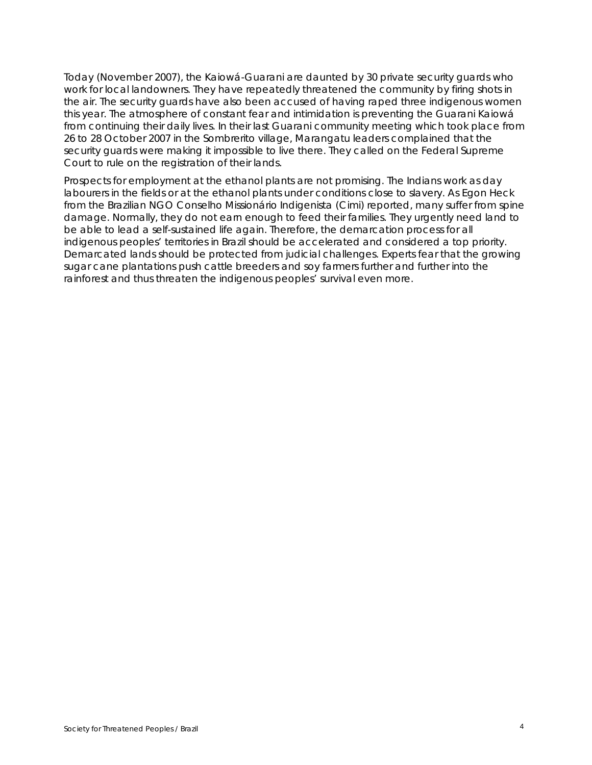Today (November 2007), the Kaiowá-Guarani are daunted by 30 private security guards who work for local landowners. They have repeatedly threatened the community by firing shots in the air. The security guards have also been accused of having raped three indigenous women this year. The atmosphere of constant fear and intimidation is preventing the Guarani Kaiowá from continuing their daily lives. In their last Guarani community meeting which took place from 26 to 28 October 2007 in the Sombrerito village, Marangatu leaders complained that the security guards were making it impossible to live there. They called on the Federal Supreme Court to rule on the registration of their lands.

Prospects for employment at the ethanol plants are not promising. The Indians work as day labourers in the fields or at the ethanol plants under conditions close to slavery. As Egon Heck from the Brazilian NGO Conselho Missionário Indigenista (Cimi) reported, many suffer from spine damage. Normally, they do not earn enough to feed their families. They urgently need land to be able to lead a self-sustained life again. Therefore, the demarcation process for all indigenous peoples' territories in Brazil should be accelerated and considered a top priority. Demarcated lands should be protected from judicial challenges. Experts fear that the growing sugar cane plantations push cattle breeders and soy farmers further and further into the rainforest and thus threaten the indigenous peoples' survival even more.